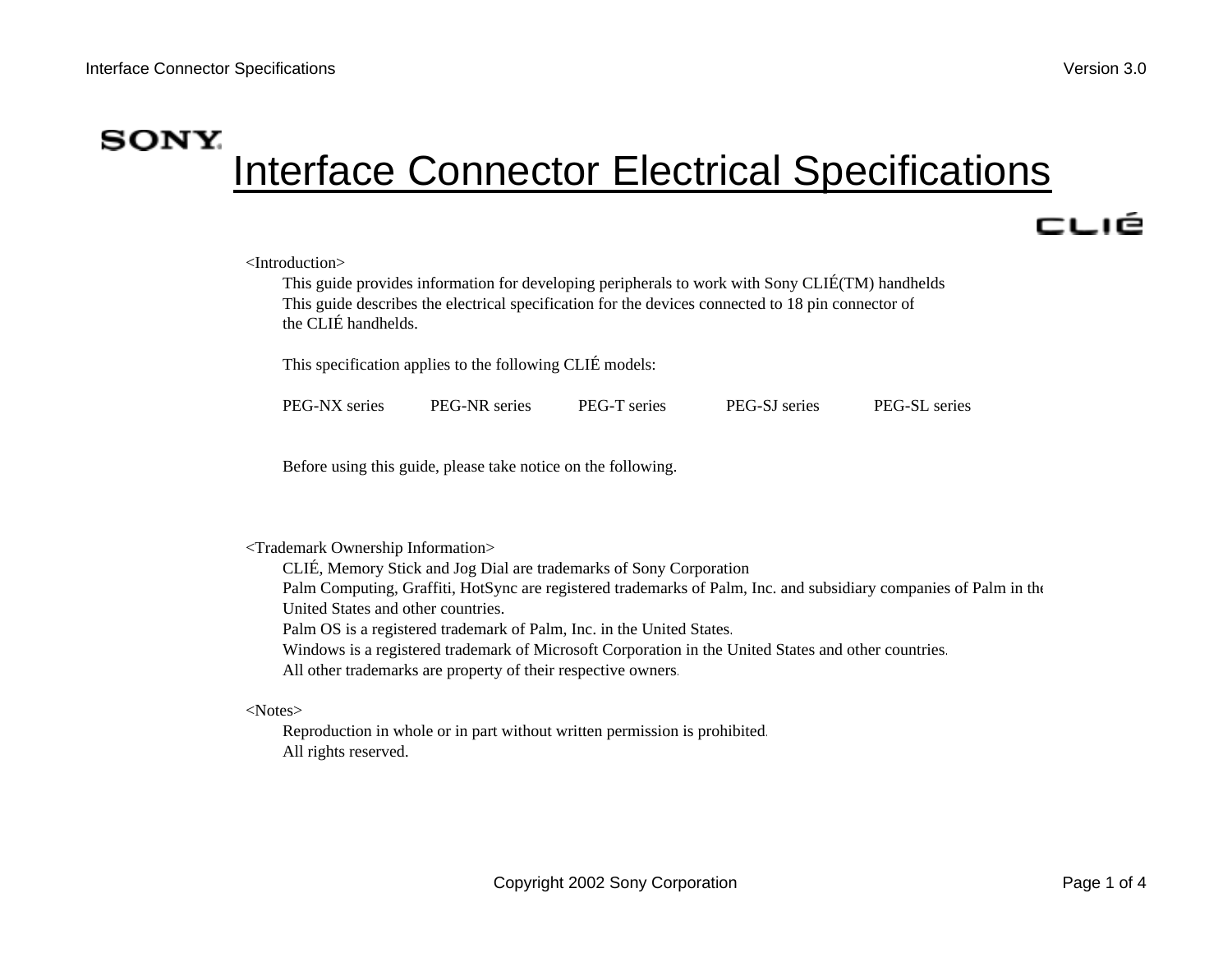SONY

# Interface Connector Electrical Specifications

CLIÉ

<Introduction>

This guide provides information for developing peripherals to work with Sony CLIÉ(TM) handhelds
This guide describes the electrical specification for the devices connected to 18 pin connector of the CLIÉ handhelds.

This specification applies to the following CLIÉ models:

PEG-NX series PEG-NR series PEG-T series PEG-SJ series PEG-SL series

Before using this guide, please take notice on the following.

<Trademark Ownership Information>

CLIÉ, Memory Stick and Jog Dial are trademarks of Sony Corporation
Palm Computing, Graffiti, HotSync are registered trademarks of Palm, Inc. and subsidiary companies of Palm in the United States and other countries.
Palm OS is a registered trademark of Palm, Inc. in the United States.
Windows is a registered trademark of Microsoft Corporation in the United States and other countries.
All other trademarks are property of their respective owners.

<Notes>

Reproduction in whole or in part without written permission is prohibited.
All rights reserved.

Copyright 2002 Sony Corporation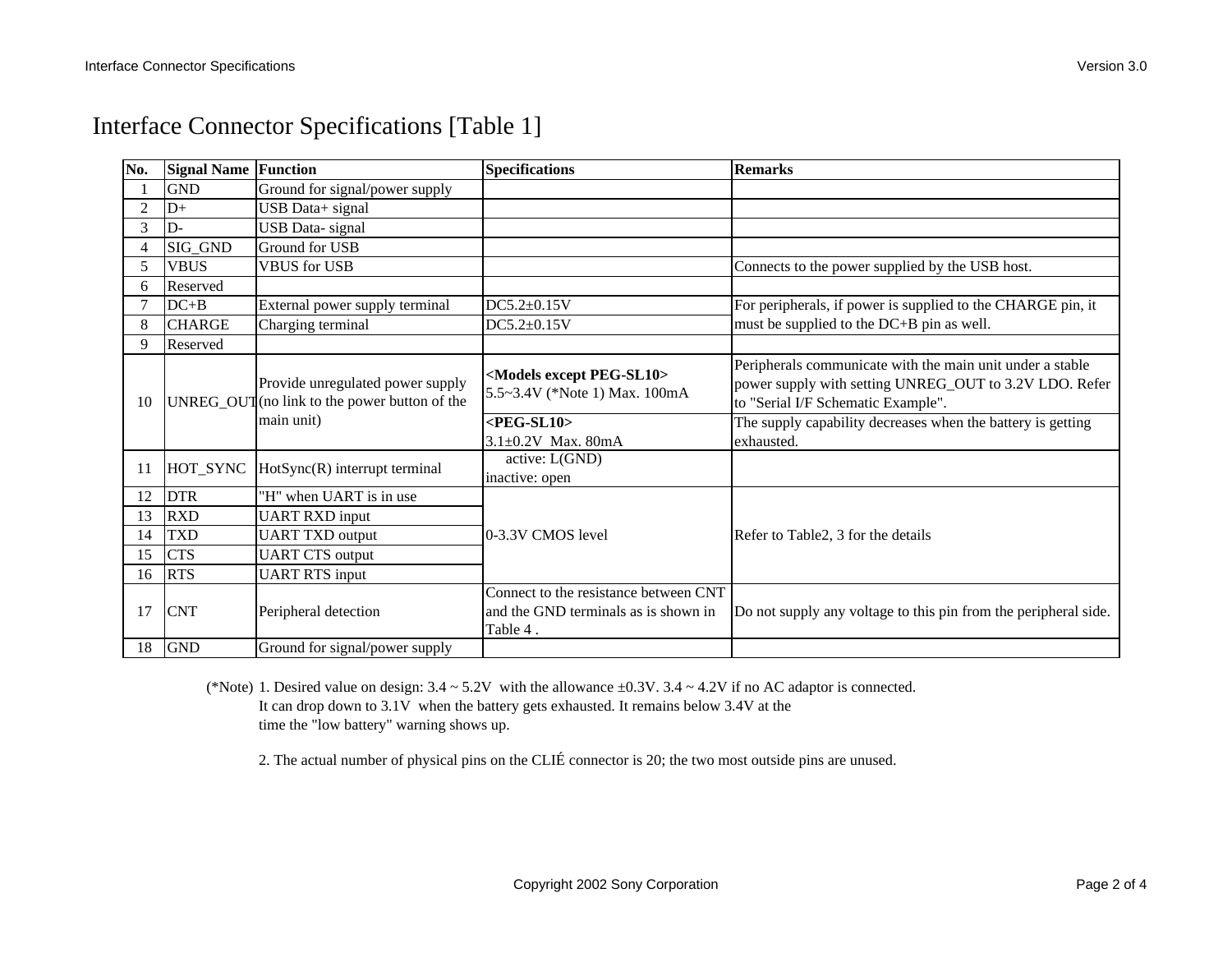# Interface Connector Specifications [Table 1]

| No. | Signal Name | Function | Specifications | Remarks |
|---|---|---|---|---|
| 1 | GND | Ground for signal/power supply | | |
| 2 | D+ | USB Data+ signal | | |
| 3 | D- | USB Data- signal | | |
| 4 | SIG_GND | Ground for USB | | |
| 5 | VBUS | VBUS for USB | | Connects to the power supplied by the USB host. |
| 6 | Reserved | | | |
| 7 | DC+B | External power supply terminal | DC5.2±0.15V | For peripherals, if power is supplied to the CHARGE pin, it must be supplied to the DC+B pin as well. |
| 8 | CHARGE | Charging terminal | DC5.2±0.15V | |
| 9 | Reserved | | | |
| 10 | UNREG_OUT | Provide unregulated power supply (no link to the power button of the main unit) | **<Models except PEG-SL10>** 5.5~3.4V (*Note 1) Max. 100mA | Peripherals communicate with the main unit under a stable power supply with setting UNREG_OUT to 3.2V LDO. Refer to "Serial I/F Schematic Example". |
| | | | **<PEG-SL10>** 3.1±0.2V Max. 80mA | The supply capability decreases when the battery is getting exhausted. |
| 11 | HOT_SYNC | HotSync(R) interrupt terminal | active: L(GND) inactive: open | |
| 12 | DTR | "H" when UART is in use | 0-3.3V CMOS level | Refer to Table2, 3 for the details |
| 13 | RXD | UART RXD input | | |
| 14 | TXD | UART TXD output | | |
| 15 | CTS | UART CTS output | | |
| 16 | RTS | UART RTS input | | |
| 17 | CNT | Peripheral detection | Connect to the resistance between CNT and the GND terminals as is shown in Table 4 . | Do not supply any voltage to this pin from the peripheral side. |
| 18 | GND | Ground for signal/power supply | | |

(*Note) 1. Desired value on design: 3.4 ~ 5.2V with the allowance ±0.3V. 3.4 ~ 4.2V if no AC adaptor is connected. It can drop down to 3.1V when the battery gets exhausted. It remains below 3.4V at the time the "low battery" warning shows up.

2. The actual number of physical pins on the CLIÉ connector is 20; the two most outside pins are unused.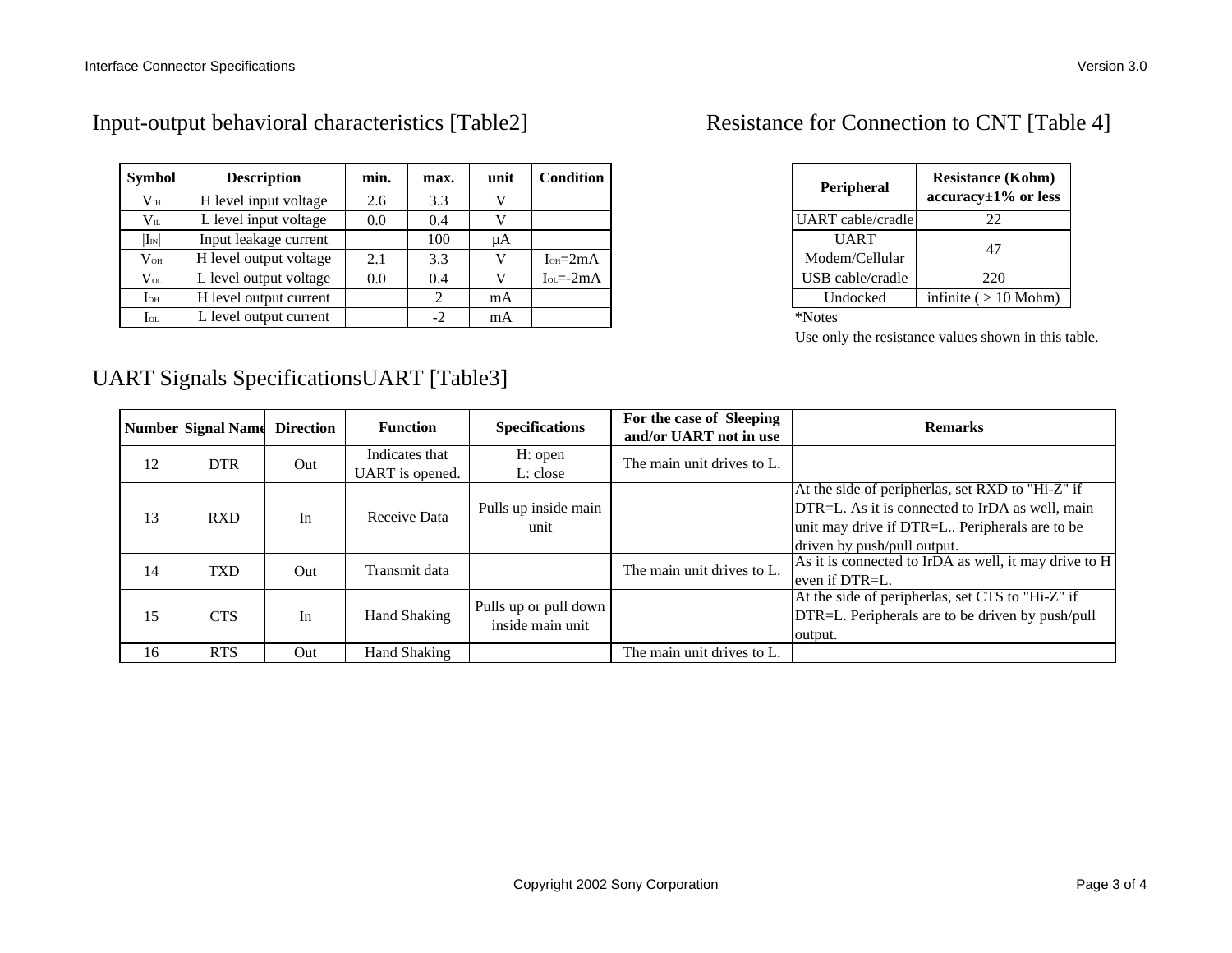## Input-output behavioral characteristics [Table2]

| Symbol | Description | min. | max. | unit | Condition |
|---|---|---|---|---|---|
| $V_{IH}$ | H level input voltage | 2.6 | 3.3 | V | |
| $V_{IL}$ | L level input voltage | 0.0 | 0.4 | V | |
| $\|I_{IN}\|$ | Input leakage current | | 100 | µA | |
| $V_{OH}$ | H level output voltage | 2.1 | 3.3 | V | $I_{OH}$=2mA |
| $V_{OL}$ | L level output voltage | 0.0 | 0.4 | V | $I_{OL}$=-2mA |
| $I_{OH}$ | H level output current | | 2 | mA | |
| $I_{OL}$ | L level output current | | -2 | mA | |

## Resistance for Connection to CNT [Table 4]

| Peripheral | Resistance (Kohm) accuracy±1% or less |
|---|---|
| UART cable/cradle | 22 |
| UART Modem/Cellular | 47 |
| USB cable/cradle | 220 |
| Undocked | infinite ( > 10 Mohm) |

*Notes

Use only the resistance values shown in this table.

## UART Signals SpecificationsUART [Table3]

| Number | Signal Name | Direction | Function | Specifications | For the case of Sleeping and/or UART not in use | Remarks |
|---|---|---|---|---|---|---|
| 12 | DTR | Out | Indicates that UART is opened. | H: open L: close | The main unit drives to L. | |
| 13 | RXD | In | Receive Data | Pulls up inside main unit | | At the side of peripherlas, set RXD to "Hi-Z" if DTR=L. As it is connected to IrDA as well, main unit may drive if DTR=L.. Peripherals are to be driven by push/pull output. |
| 14 | TXD | Out | Transmit data | | The main unit drives to L. | As it is connected to IrDA as well, it may drive to H even if DTR=L. |
| 15 | CTS | In | Hand Shaking | Pulls up or pull down inside main unit | | At the side of peripherlas, set CTS to "Hi-Z" if DTR=L. Peripherals are to be driven by push/pull output. |
| 16 | RTS | Out | Hand Shaking | | The main unit drives to L. | |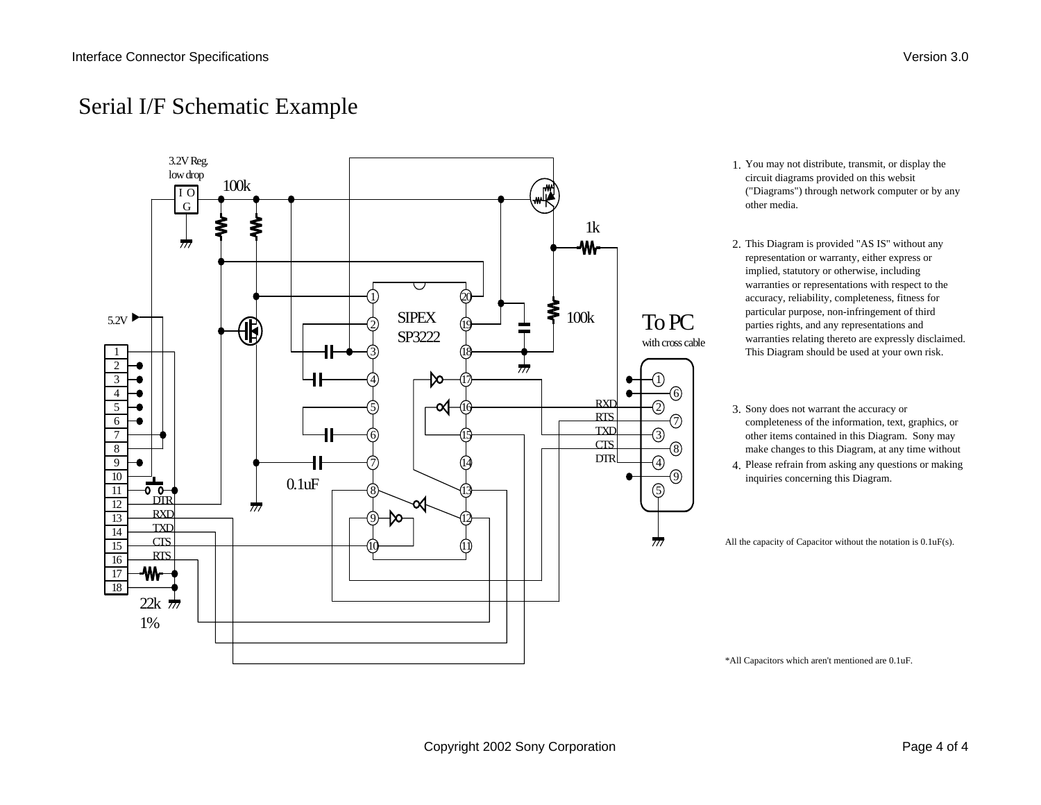# Serial I/F Schematic Example

3.2V Reg.
low drop

I O
G

100k

1k

100k

5.2V

SIPEX
SP3222

To PC
with cross cable

0.1uF

DTR
RXD
TXD
CTS
RTS

RXD
RTS
TXD
CTS
DTR

22k
1%

1. You may not distribute, transmit, or display the circuit diagrams provided on this websit ("Diagrams") through network computer or by any other media.

2. This Diagram is provided "AS IS" without any representation or warranty, either express or implied, statutory or otherwise, including warranties or representations with respect to the accuracy, reliability, completeness, fitness for particular purpose, non-infringement of third parties rights, and any representations and warranties relating thereto are expressly disclaimed. This Diagram should be used at your own risk.

3. Sony does not warrant the accuracy or completeness of the information, text, graphics, or other items contained in this Diagram. Sony may make changes to this Diagram, at any time without

4. Please refrain from asking any questions or making inquiries concerning this Diagram.

All the capacity of Capacitor without the notation is 0.1uF(s).

*All Capacitors which aren't mentioned are 0.1uF.

Copyright 2002 Sony Corporation